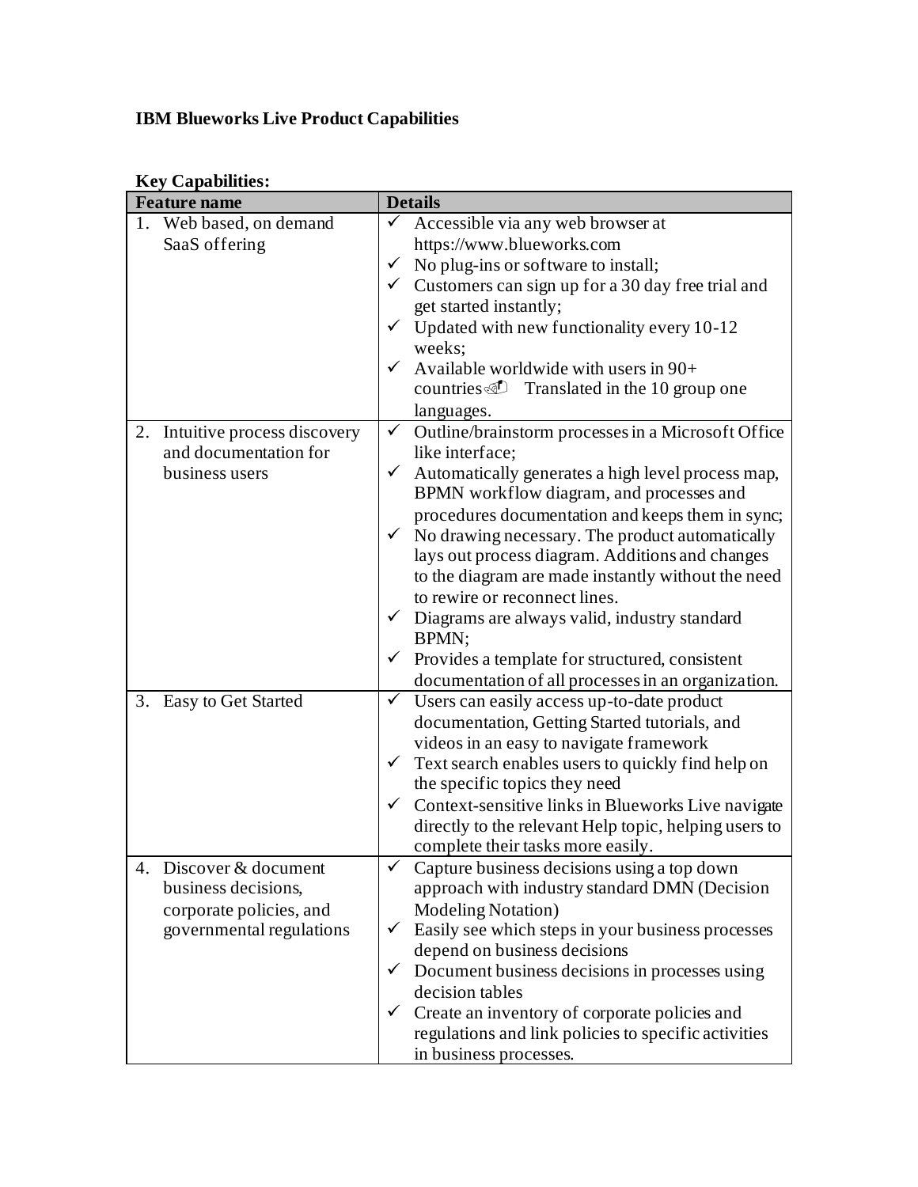**IBM Blueworks Live Product Capabilities**

**Key Capabilities:**

| Feature name | Details |
|---|---|
| 1. Web based, on demand SaaS offering | ✓ Accessible via any web browser at https://www.blueworks.com<br>✓ No plug-ins or software to install;<br>✓ Customers can sign up for a 30 day free trial and get started instantly;<br>✓ Updated with new functionality every 10-12 weeks;<br>✓ Available worldwide with users in 90+ countries Translated in the 10 group one languages. |
| 2. Intuitive process discovery and documentation for business users | ✓ Outline/brainstorm processes in a Microsoft Office like interface;<br>✓ Automatically generates a high level process map, BPMN workflow diagram, and processes and procedures documentation and keeps them in sync;<br>✓ No drawing necessary. The product automatically lays out process diagram. Additions and changes to the diagram are made instantly without the need to rewire or reconnect lines.<br>✓ Diagrams are always valid, industry standard BPMN;<br>✓ Provides a template for structured, consistent documentation of all processes in an organization. |
| 3. Easy to Get Started | ✓ Users can easily access up-to-date product documentation, Getting Started tutorials, and videos in an easy to navigate framework<br>✓ Text search enables users to quickly find help on the specific topics they need<br>✓ Context-sensitive links in Blueworks Live navigate directly to the relevant Help topic, helping users to complete their tasks more easily. |
| 4. Discover & document business decisions, corporate policies, and governmental regulations | ✓ Capture business decisions using a top down approach with industry standard DMN (Decision Modeling Notation)<br>✓ Easily see which steps in your business processes depend on business decisions<br>✓ Document business decisions in processes using decision tables<br>✓ Create an inventory of corporate policies and regulations and link policies to specific activities in business processes. |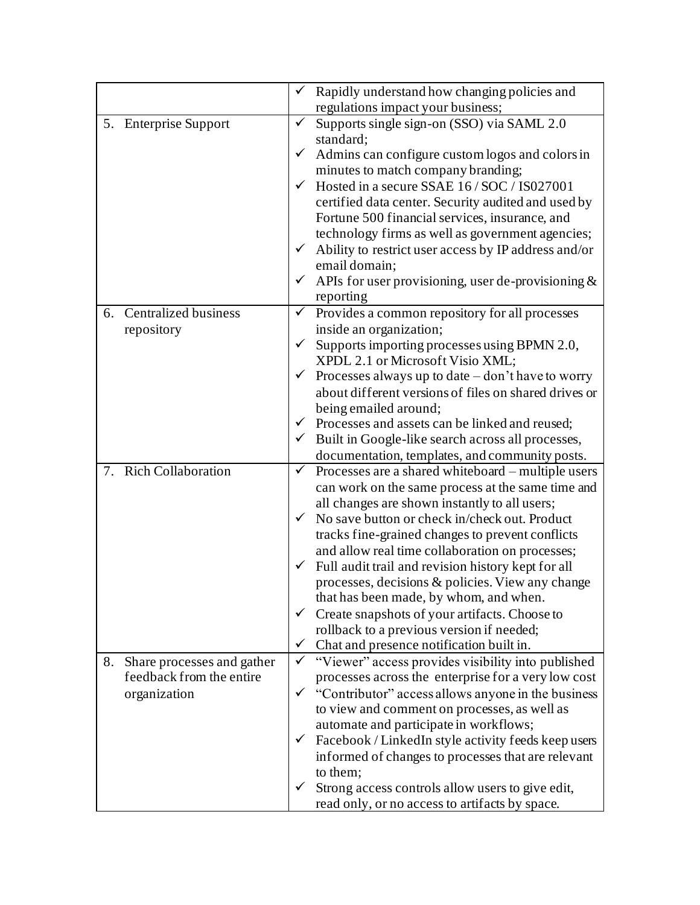| | |
|---|---|
| | ✓ Rapidly understand how changing policies and regulations impact your business; |
| 5. Enterprise Support | ✓ Supports single sign-on (SSO) via SAML 2.0 standard;<br>✓ Admins can configure custom logos and colors in minutes to match company branding;<br>✓ Hosted in a secure SSAE 16 / SOC / IS027001 certified data center. Security audited and used by Fortune 500 financial services, insurance, and technology firms as well as government agencies;<br>✓ Ability to restrict user access by IP address and/or email domain;<br>✓ APIs for user provisioning, user de-provisioning & reporting |
| 6. Centralized business repository | ✓ Provides a common repository for all processes inside an organization;<br>✓ Supports importing processes using BPMN 2.0, XPDL 2.1 or Microsoft Visio XML;<br>✓ Processes always up to date – don't have to worry about different versions of files on shared drives or being emailed around;<br>✓ Processes and assets can be linked and reused;<br>✓ Built in Google-like search across all processes, documentation, templates, and community posts. |
| 7. Rich Collaboration | ✓ Processes are a shared whiteboard – multiple users can work on the same process at the same time and all changes are shown instantly to all users;<br>✓ No save button or check in/check out. Product tracks fine-grained changes to prevent conflicts and allow real time collaboration on processes;<br>✓ Full audit trail and revision history kept for all processes, decisions & policies. View any change that has been made, by whom, and when.<br>✓ Create snapshots of your artifacts. Choose to rollback to a previous version if needed;<br>✓ Chat and presence notification built in. |
| 8. Share processes and gather feedback from the entire organization | ✓ "Viewer" access provides visibility into published processes across the enterprise for a very low cost<br>✓ "Contributor" access allows anyone in the business to view and comment on processes, as well as automate and participate in workflows;<br>✓ Facebook / LinkedIn style activity feeds keep users informed of changes to processes that are relevant to them;<br>✓ Strong access controls allow users to give edit, read only, or no access to artifacts by space. |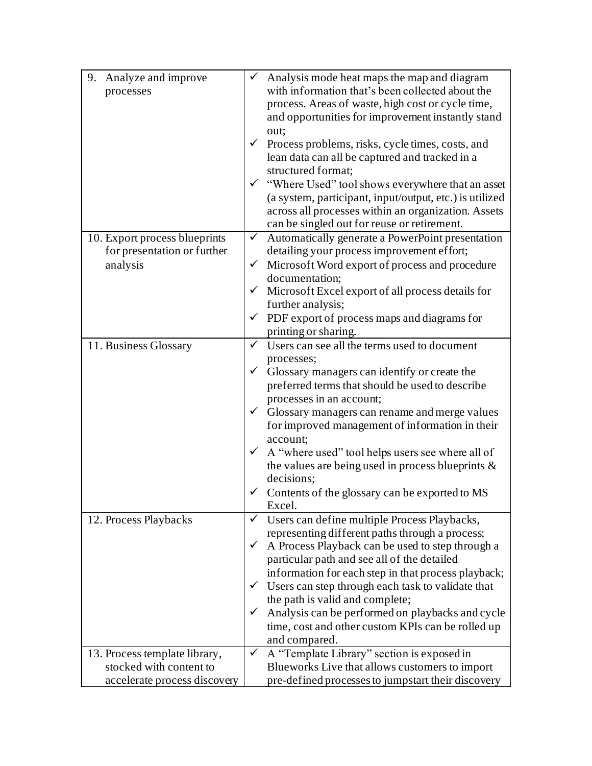| | |
|---|---|
| 9. Analyze and improve processes | ✓ Analysis mode heat maps the map and diagram with information that's been collected about the process. Areas of waste, high cost or cycle time, and opportunities for improvement instantly stand out;<br>✓ Process problems, risks, cycle times, costs, and lean data can all be captured and tracked in a structured format;<br>✓ "Where Used" tool shows everywhere that an asset (a system, participant, input/output, etc.) is utilized across all processes within an organization. Assets can be singled out for reuse or retirement. |
| 10. Export process blueprints for presentation or further analysis | ✓ Automatically generate a PowerPoint presentation detailing your process improvement effort;<br>✓ Microsoft Word export of process and procedure documentation;<br>✓ Microsoft Excel export of all process details for further analysis;<br>✓ PDF export of process maps and diagrams for printing or sharing. |
| 11. Business Glossary | ✓ Users can see all the terms used to document processes;<br>✓ Glossary managers can identify or create the preferred terms that should be used to describe processes in an account;<br>✓ Glossary managers can rename and merge values for improved management of information in their account;<br>✓ A "where used" tool helps users see where all of the values are being used in process blueprints & decisions;<br>✓ Contents of the glossary can be exported to MS Excel. |
| 12. Process Playbacks | ✓ Users can define multiple Process Playbacks, representing different paths through a process;<br>✓ A Process Playback can be used to step through a particular path and see all of the detailed information for each step in that process playback;<br>✓ Users can step through each task to validate that the path is valid and complete;<br>✓ Analysis can be performed on playbacks and cycle time, cost and other custom KPIs can be rolled up and compared. |
| 13. Process template library, stocked with content to accelerate process discovery | ✓ A "Template Library" section is exposed in Blueworks Live that allows customers to import pre-defined processes to jumpstart their discovery |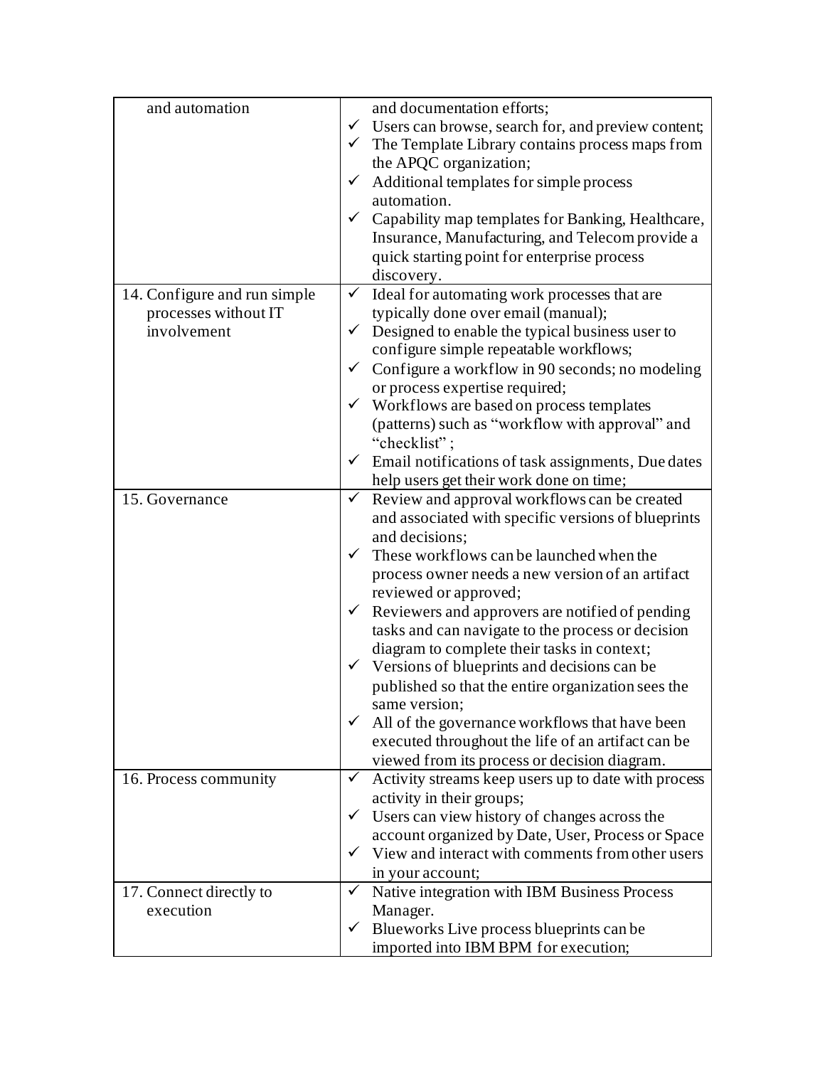| | |
|---|---|
| and automation | and documentation efforts;<br>✓ Users can browse, search for, and preview content;<br>✓ The Template Library contains process maps from the APQC organization;<br>✓ Additional templates for simple process automation.<br>✓ Capability map templates for Banking, Healthcare, Insurance, Manufacturing, and Telecom provide a quick starting point for enterprise process discovery. |
| 14. Configure and run simple processes without IT involvement | ✓ Ideal for automating work processes that are typically done over email (manual);<br>✓ Designed to enable the typical business user to configure simple repeatable workflows;<br>✓ Configure a workflow in 90 seconds; no modeling or process expertise required;<br>✓ Workflows are based on process templates (patterns) such as "workflow with approval" and "checklist" ;<br>✓ Email notifications of task assignments, Due dates help users get their work done on time; |
| 15. Governance | ✓ Review and approval workflows can be created and associated with specific versions of blueprints and decisions;<br>✓ These workflows can be launched when the process owner needs a new version of an artifact reviewed or approved;<br>✓ Reviewers and approvers are notified of pending tasks and can navigate to the process or decision diagram to complete their tasks in context;<br>✓ Versions of blueprints and decisions can be published so that the entire organization sees the same version;<br>✓ All of the governance workflows that have been executed throughout the life of an artifact can be viewed from its process or decision diagram. |
| 16. Process community | ✓ Activity streams keep users up to date with process activity in their groups;<br>✓ Users can view history of changes across the account organized by Date, User, Process or Space<br>✓ View and interact with comments from other users in your account; |
| 17. Connect directly to execution | ✓ Native integration with IBM Business Process Manager.<br>✓ Blueworks Live process blueprints can be imported into IBM BPM for execution; |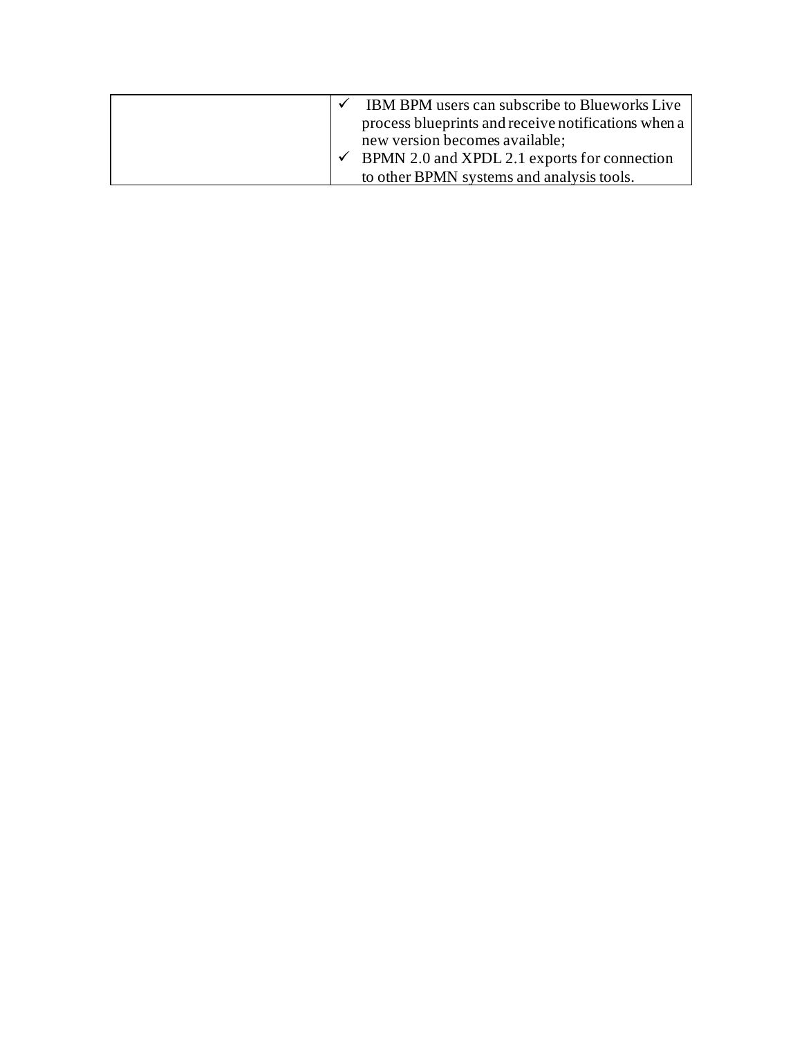| | |
|---|---|
| | ✓ IBM BPM users can subscribe to Blueworks Live process blueprints and receive notifications when a new version becomes available;<br>✓ BPMN 2.0 and XPDL 2.1 exports for connection to other BPMN systems and analysis tools. |